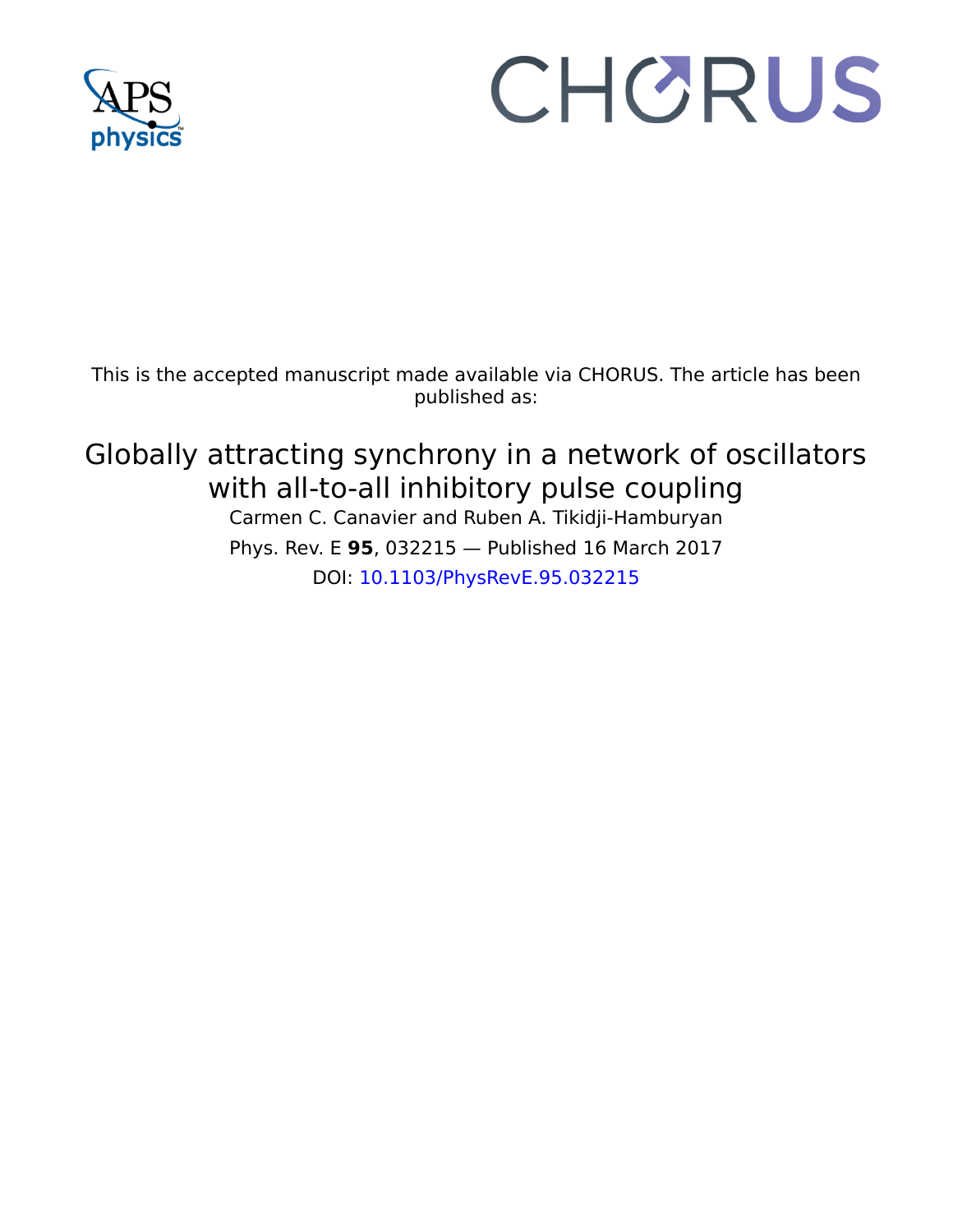This is the accepted manuscript made available via CHORUS. The article has been published as:

# Globally attracting synchrony in a network of oscillators with all-to-all inhibitory pulse coupling

Carmen C. Canavier and Ruben A. Tikidji-Hamburyan

Phys. Rev. E **95**, 032215 — Published 16 March 2017

DOI: 10.1103/PhysRevE.95.032215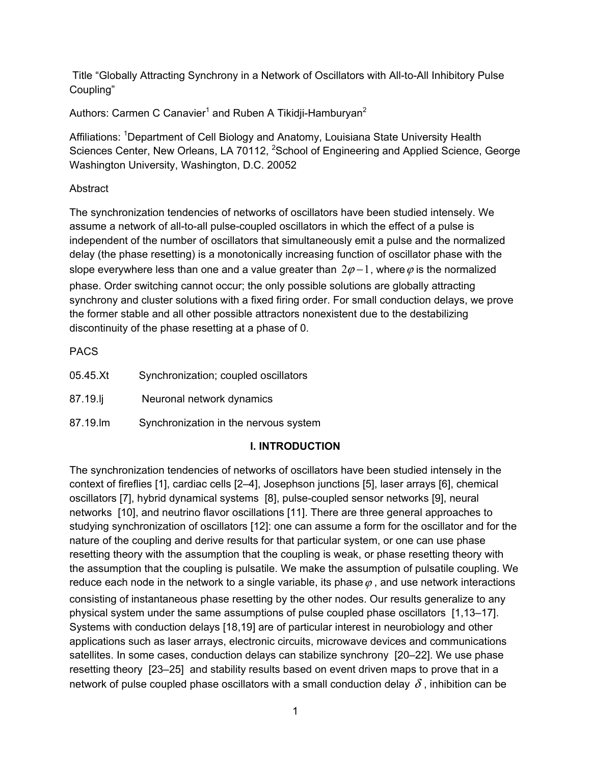Title "Globally Attracting Synchrony in a Network of Oscillators with All-to-All Inhibitory Pulse Coupling"

Authors: Carmen C Canavier[1] and Ruben A Tikidji-Hamburyan[2]

Affiliations: [1]Department of Cell Biology and Anatomy, Louisiana State University Health Sciences Center, New Orleans, LA 70112, [2]School of Engineering and Applied Science, George Washington University, Washington, D.C. 20052

Abstract

The synchronization tendencies of networks of oscillators have been studied intensely. We assume a network of all-to-all pulse-coupled oscillators in which the effect of a pulse is independent of the number of oscillators that simultaneously emit a pulse and the normalized delay (the phase resetting) is a monotonically increasing function of oscillator phase with the slope everywhere less than one and a value greater than $2\varphi - 1$, where $\varphi$ is the normalized phase. Order switching cannot occur; the only possible solutions are globally attracting synchrony and cluster solutions with a fixed firing order. For small conduction delays, we prove the former stable and all other possible attractors nonexistent due to the destabilizing discontinuity of the phase resetting at a phase of 0.

PACS

05.45.Xt Synchronization; coupled oscillators

87.19.lj Neuronal network dynamics

87.19.lm Synchronization in the nervous system

## I. INTRODUCTION

The synchronization tendencies of networks of oscillators have been studied intensely in the context of fireflies [1], cardiac cells [2–4], Josephson junctions [5], laser arrays [6], chemical oscillators [7], hybrid dynamical systems [8], pulse-coupled sensor networks [9], neural networks [10], and neutrino flavor oscillations [11]. There are three general approaches to studying synchronization of oscillators [12]: one can assume a form for the oscillator and for the nature of the coupling and derive results for that particular system, or one can use phase resetting theory with the assumption that the coupling is weak, or phase resetting theory with the assumption that the coupling is pulsatile. We make the assumption of pulsatile coupling. We reduce each node in the network to a single variable, its phase $\varphi$, and use network interactions consisting of instantaneous phase resetting by the other nodes. Our results generalize to any physical system under the same assumptions of pulse coupled phase oscillators [1,13–17]. Systems with conduction delays [18,19] are of particular interest in neurobiology and other applications such as laser arrays, electronic circuits, microwave devices and communications satellites. In some cases, conduction delays can stabilize synchrony [20–22]. We use phase resetting theory [23–25] and stability results based on event driven maps to prove that in a network of pulse coupled phase oscillators with a small conduction delay $\delta$, inhibition can be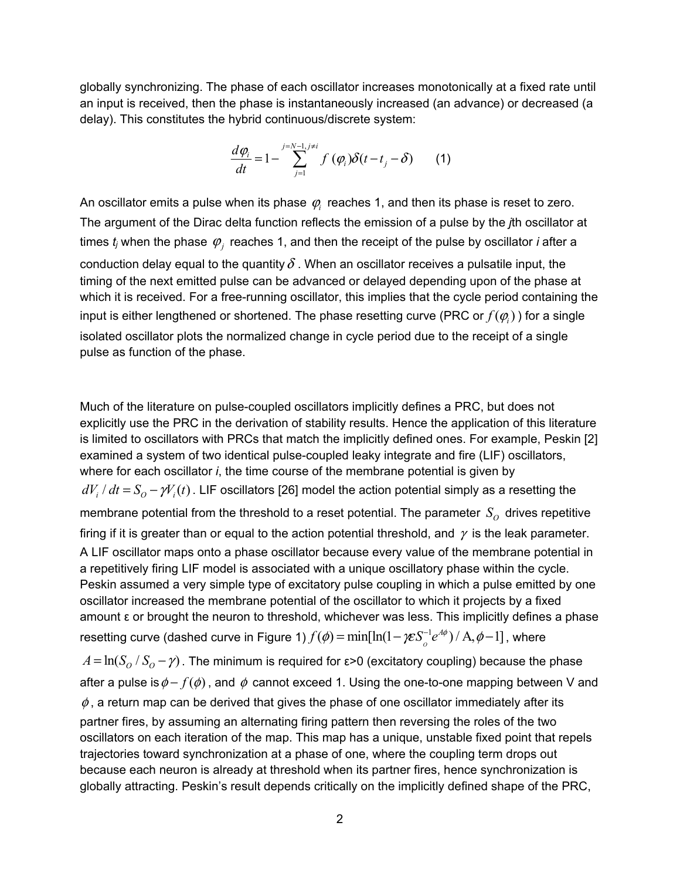globally synchronizing. The phase of each oscillator increases monotonically at a fixed rate until an input is received, then the phase is instantaneously increased (an advance) or decreased (a delay). This constitutes the hybrid continuous/discrete system:

$$\frac{d\varphi_i}{dt} = 1 - \sum_{j=1}^{j=N-1, j\neq i} f(\varphi_i)\delta(t - t_j - \delta) \qquad (1)$$

An oscillator emits a pulse when its phase $\varphi_i$ reaches 1, and then its phase is reset to zero. The argument of the Dirac delta function reflects the emission of a pulse by the *j*th oscillator at times $t_j$ when the phase $\varphi_j$ reaches 1, and then the receipt of the pulse by oscillator *i* after a conduction delay equal to the quantity $\delta$. When an oscillator receives a pulsatile input, the timing of the next emitted pulse can be advanced or delayed depending upon of the phase at which it is received. For a free-running oscillator, this implies that the cycle period containing the input is either lengthened or shortened. The phase resetting curve (PRC or $f(\varphi_i)$) for a single isolated oscillator plots the normalized change in cycle period due to the receipt of a single pulse as function of the phase.

Much of the literature on pulse-coupled oscillators implicitly defines a PRC, but does not explicitly use the PRC in the derivation of stability results. Hence the application of this literature is limited to oscillators with PRCs that match the implicitly defined ones. For example, Peskin [2] examined a system of two identical pulse-coupled leaky integrate and fire (LIF) oscillators, where for each oscillator *i*, the time course of the membrane potential is given by $dV_i / dt = S_O - \gamma V_i(t)$. LIF oscillators [26] model the action potential simply as a resetting the membrane potential from the threshold to a reset potential. The parameter $S_O$ drives repetitive firing if it is greater than or equal to the action potential threshold, and $\gamma$ is the leak parameter. A LIF oscillator maps onto a phase oscillator because every value of the membrane potential in a repetitively firing LIF model is associated with a unique oscillatory phase within the cycle. Peskin assumed a very simple type of excitatory pulse coupling in which a pulse emitted by one oscillator increased the membrane potential of the oscillator to which it projects by a fixed amount ε or brought the neuron to threshold, whichever was less. This implicitly defines a phase resetting curve (dashed curve in Figure 1) $f(\phi) = \min[\ln(1 - \gamma\varepsilon S_o^{-1} e^{A\phi}) / \mathrm{A}, \phi - 1]$, where $A = \ln(S_O / S_O - \gamma)$. The minimum is required for ε>0 (excitatory coupling) because the phase after a pulse is $\phi - f(\phi)$, and $\phi$ cannot exceed 1. Using the one-to-one mapping between V and $\phi$, a return map can be derived that gives the phase of one oscillator immediately after its partner fires, by assuming an alternating firing pattern then reversing the roles of the two oscillators on each iteration of the map. This map has a unique, unstable fixed point that repels trajectories toward synchronization at a phase of one, where the coupling term drops out because each neuron is already at threshold when its partner fires, hence synchronization is globally attracting. Peskin's result depends critically on the implicitly defined shape of the PRC,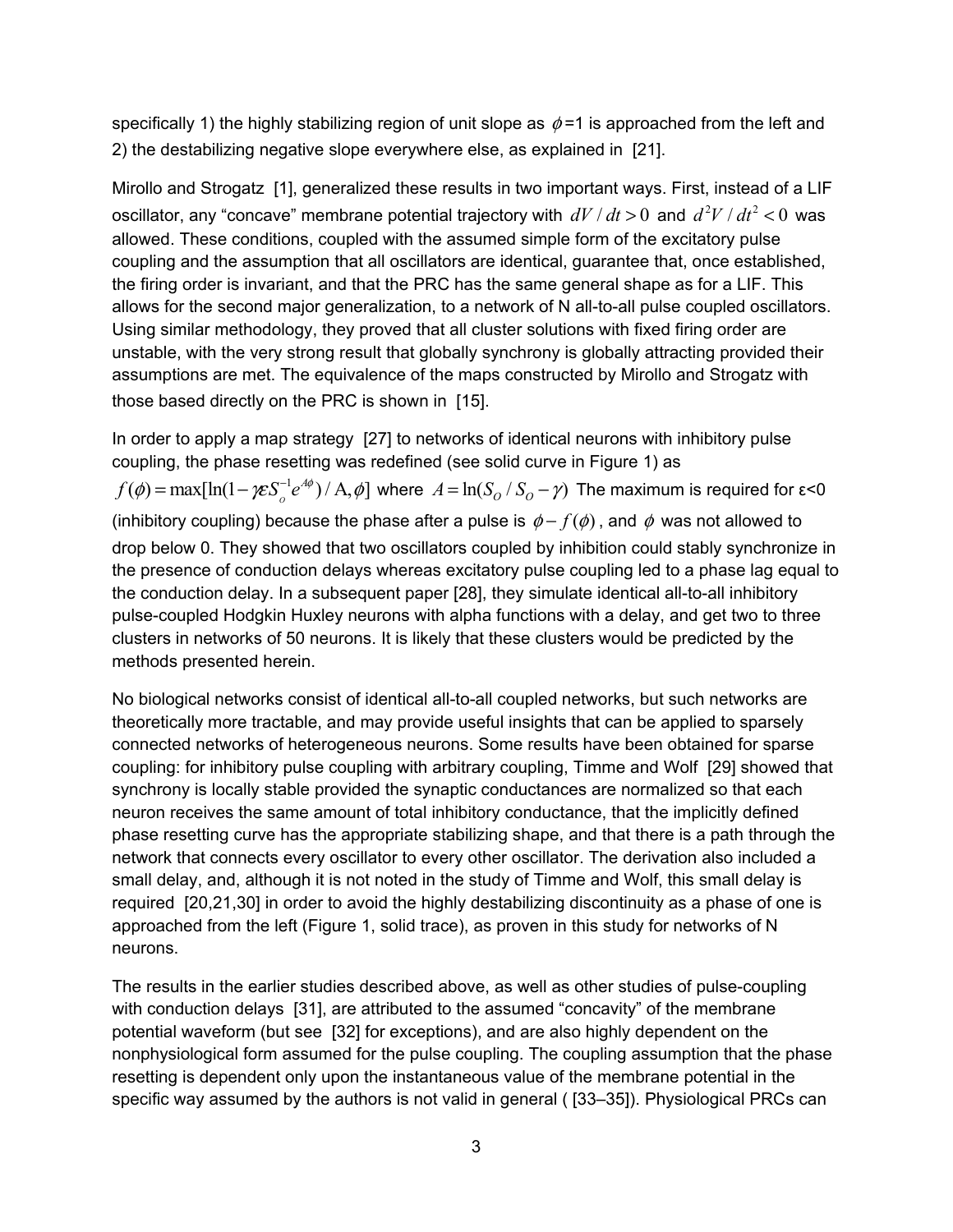specifically 1) the highly stabilizing region of unit slope as $\phi$=1 is approached from the left and 2) the destabilizing negative slope everywhere else, as explained in [21].

Mirollo and Strogatz [1], generalized these results in two important ways. First, instead of a LIF oscillator, any "concave" membrane potential trajectory with $dV/dt > 0$ and $d^2V/dt^2 < 0$ was allowed. These conditions, coupled with the assumed simple form of the excitatory pulse coupling and the assumption that all oscillators are identical, guarantee that, once established, the firing order is invariant, and that the PRC has the same general shape as for a LIF. This allows for the second major generalization, to a network of N all-to-all pulse coupled oscillators. Using similar methodology, they proved that all cluster solutions with fixed firing order are unstable, with the very strong result that globally synchrony is globally attracting provided their assumptions are met. The equivalence of the maps constructed by Mirollo and Strogatz with those based directly on the PRC is shown in [15].

In order to apply a map strategy [27] to networks of identical neurons with inhibitory pulse coupling, the phase resetting was redefined (see solid curve in Figure 1) as $f(\phi) = \max[\ln(1-\gamma\varepsilon S_o^{-1}e^{A\phi})/\mathrm{A}, \phi]$ where $A = \ln(S_O / S_O - \gamma)$ The maximum is required for ε<0 (inhibitory coupling) because the phase after a pulse is $\phi - f(\phi)$, and $\phi$ was not allowed to drop below 0. They showed that two oscillators coupled by inhibition could stably synchronize in the presence of conduction delays whereas excitatory pulse coupling led to a phase lag equal to the conduction delay. In a subsequent paper [28], they simulate identical all-to-all inhibitory pulse-coupled Hodgkin Huxley neurons with alpha functions with a delay, and get two to three clusters in networks of 50 neurons. It is likely that these clusters would be predicted by the methods presented herein.

No biological networks consist of identical all-to-all coupled networks, but such networks are theoretically more tractable, and may provide useful insights that can be applied to sparsely connected networks of heterogeneous neurons. Some results have been obtained for sparse coupling: for inhibitory pulse coupling with arbitrary coupling, Timme and Wolf [29] showed that synchrony is locally stable provided the synaptic conductances are normalized so that each neuron receives the same amount of total inhibitory conductance, that the implicitly defined phase resetting curve has the appropriate stabilizing shape, and that there is a path through the network that connects every oscillator to every other oscillator. The derivation also included a small delay, and, although it is not noted in the study of Timme and Wolf, this small delay is required [20,21,30] in order to avoid the highly destabilizing discontinuity as a phase of one is approached from the left (Figure 1, solid trace), as proven in this study for networks of N neurons.

The results in the earlier studies described above, as well as other studies of pulse-coupling with conduction delays [31], are attributed to the assumed "concavity" of the membrane potential waveform (but see [32] for exceptions), and are also highly dependent on the nonphysiological form assumed for the pulse coupling. The coupling assumption that the phase resetting is dependent only upon the instantaneous value of the membrane potential in the specific way assumed by the authors is not valid in general ( [33–35]). Physiological PRCs can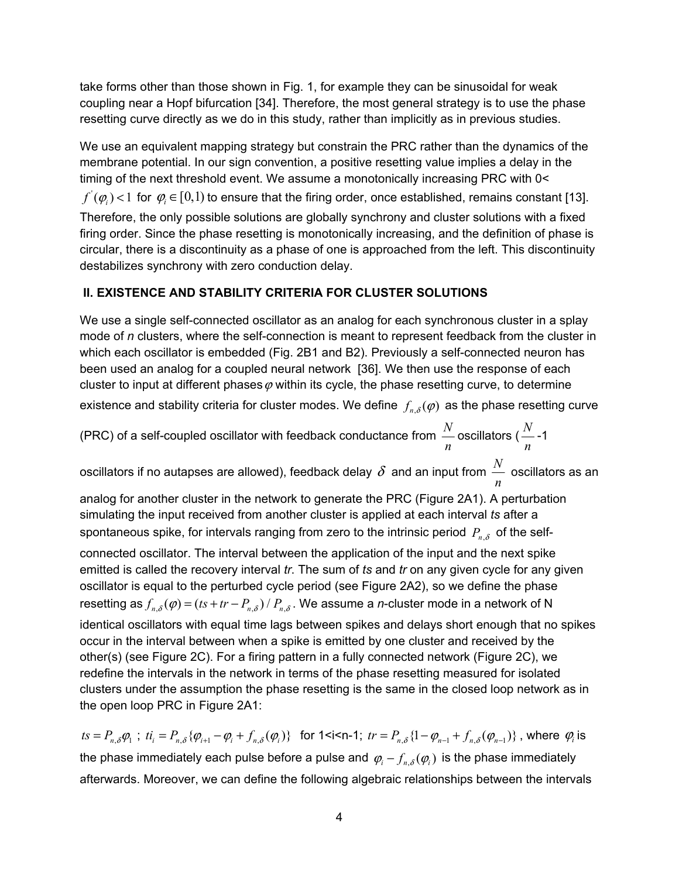take forms other than those shown in Fig. 1, for example they can be sinusoidal for weak coupling near a Hopf bifurcation [34]. Therefore, the most general strategy is to use the phase resetting curve directly as we do in this study, rather than implicitly as in previous studies.

We use an equivalent mapping strategy but constrain the PRC rather than the dynamics of the membrane potential. In our sign convention, a positive resetting value implies a delay in the timing of the next threshold event. We assume a monotonically increasing PRC with 0< $f^{'}(\varphi_i) < 1$ for $\varphi_i \in [0,1)$ to ensure that the firing order, once established, remains constant [13]. Therefore, the only possible solutions are globally synchrony and cluster solutions with a fixed firing order. Since the phase resetting is monotonically increasing, and the definition of phase is circular, there is a discontinuity as a phase of one is approached from the left. This discontinuity destabilizes synchrony with zero conduction delay.

## II. EXISTENCE AND STABILITY CRITERIA FOR CLUSTER SOLUTIONS

We use a single self-connected oscillator as an analog for each synchronous cluster in a splay mode of *n* clusters, where the self-connection is meant to represent feedback from the cluster in which each oscillator is embedded (Fig. 2B1 and B2). Previously a self-connected neuron has been used an analog for a coupled neural network [36]. We then use the response of each cluster to input at different phases $\varphi$ within its cycle, the phase resetting curve, to determine existence and stability criteria for cluster modes. We define $f_{n,\delta}(\varphi)$ as the phase resetting curve (PRC) of a self-coupled oscillator with feedback conductance from $\frac{N}{n}$ oscillators ($\frac{N}{n}$-1 oscillators if no autapses are allowed), feedback delay $\delta$ and an input from $\frac{N}{n}$ oscillators as an analog for another cluster in the network to generate the PRC (Figure 2A1). A perturbation simulating the input received from another cluster is applied at each interval *ts* after a spontaneous spike, for intervals ranging from zero to the intrinsic period $P_{n,\delta}$ of the self-connected oscillator. The interval between the application of the input and the next spike emitted is called the recovery interval *tr*. The sum of *ts* and *tr* on any given cycle for any given oscillator is equal to the perturbed cycle period (see Figure 2A2), so we define the phase resetting as $f_{n,\delta}(\varphi) = (ts + tr - P_{n,\delta}) / P_{n,\delta}$. We assume a *n*-cluster mode in a network of N identical oscillators with equal time lags between spikes and delays short enough that no spikes occur in the interval between when a spike is emitted by one cluster and received by the other(s) (see Figure 2C). For a firing pattern in a fully connected network (Figure 2C), we redefine the intervals in the network in terms of the phase resetting measured for isolated clusters under the assumption the phase resetting is the same in the closed loop network as in the open loop PRC in Figure 2A1:

$ts = P_{n,\delta}\varphi_1$ ; $ti_i = P_{n,\delta}\{\varphi_{i+1} - \varphi_i + f_{n,\delta}(\varphi_i)\}$ for 1<i<n-1; $tr = P_{n,\delta}\{1 - \varphi_{n-1} + f_{n,\delta}(\varphi_{n-1})\}$ , where $\varphi_i$ is the phase immediately each pulse before a pulse and $\varphi_i - f_{n,\delta}(\varphi_i)$ is the phase immediately afterwards. Moreover, we can define the following algebraic relationships between the intervals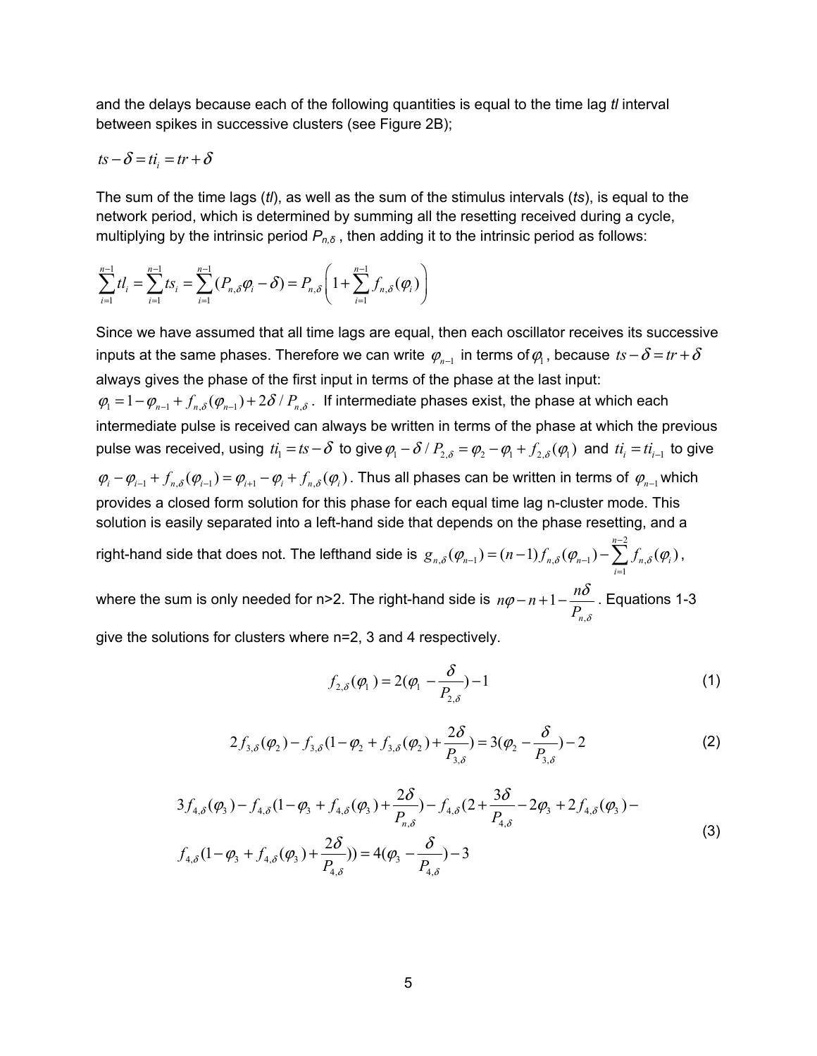and the delays because each of the following quantities is equal to the time lag *tl* interval between spikes in successive clusters (see Figure 2B);

$$ts - \delta = ti_i = tr + \delta$$

The sum of the time lags (*tl*), as well as the sum of the stimulus intervals (*ts*), is equal to the network period, which is determined by summing all the resetting received during a cycle, multiplying by the intrinsic period $P_{n,\delta}$ , then adding it to the intrinsic period as follows:

$$\sum_{i=1}^{n-1} tl_i = \sum_{i=1}^{n-1} ts_i = \sum_{i=1}^{n-1} (P_{n,\delta}\varphi_i - \delta) = P_{n,\delta}\left(1 + \sum_{i=1}^{n-1} f_{n,\delta}(\varphi_i)\right)$$

Since we have assumed that all time lags are equal, then each oscillator receives its successive inputs at the same phases. Therefore we can write $\varphi_{n-1}$ in terms of $\varphi_1$, because $ts - \delta = tr + \delta$ always gives the phase of the first input in terms of the phase at the last input: $\varphi_1 = 1 - \varphi_{n-1} + f_{n,\delta}(\varphi_{n-1}) + 2\delta / P_{n,\delta}$. If intermediate phases exist, the phase at which each intermediate pulse is received can always be written in terms of the phase at which the previous pulse was received, using $ti_1 = ts - \delta$ to give $\varphi_1 - \delta / P_{2,\delta} = \varphi_2 - \varphi_1 + f_{2,\delta}(\varphi_1)$ and $ti_i = ti_{i-1}$ to give $\varphi_i - \varphi_{i-1} + f_{n,\delta}(\varphi_{i-1}) = \varphi_{i+1} - \varphi_i + f_{n,\delta}(\varphi_i)$. Thus all phases can be written in terms of $\varphi_{n-1}$ which provides a closed form solution for this phase for each equal time lag n-cluster mode. This solution is easily separated into a left-hand side that depends on the phase resetting, and a right-hand side that does not. The lefthand side is $g_{n,\delta}(\varphi_{n-1}) = (n-1) f_{n,\delta}(\varphi_{n-1}) - \sum_{i=1}^{n-2} f_{n,\delta}(\varphi_i)$, where the sum is only needed for n>2. The right-hand side is $n\varphi - n + 1 - \dfrac{n\delta}{P_{n,\delta}}$. Equations 1-3 give the solutions for clusters where n=2, 3 and 4 respectively.

$$f_{2,\delta}(\varphi_1) = 2(\varphi_1 - \frac{\delta}{P_{2,\delta}}) - 1 \tag{1}$$

$$2 f_{3,\delta}(\varphi_2) - f_{3,\delta}(1 - \varphi_2 + f_{3,\delta}(\varphi_2) + \frac{2\delta}{P_{3,\delta}}) = 3(\varphi_2 - \frac{\delta}{P_{3,\delta}}) - 2 \tag{2}$$

$$\begin{aligned} &3 f_{4,\delta}(\varphi_3) - f_{4,\delta}(1 - \varphi_3 + f_{4,\delta}(\varphi_3) + \frac{2\delta}{P_{n,\delta}}) - f_{4,\delta}(2 + \frac{3\delta}{P_{4,\delta}} - 2\varphi_3 + 2 f_{4,\delta}(\varphi_3) - \\ &f_{4,\delta}(1 - \varphi_3 + f_{4,\delta}(\varphi_3) + \frac{2\delta}{P_{4,\delta}})) = 4(\varphi_3 - \frac{\delta}{P_{4,\delta}}) - 3 \end{aligned} \tag{3}$$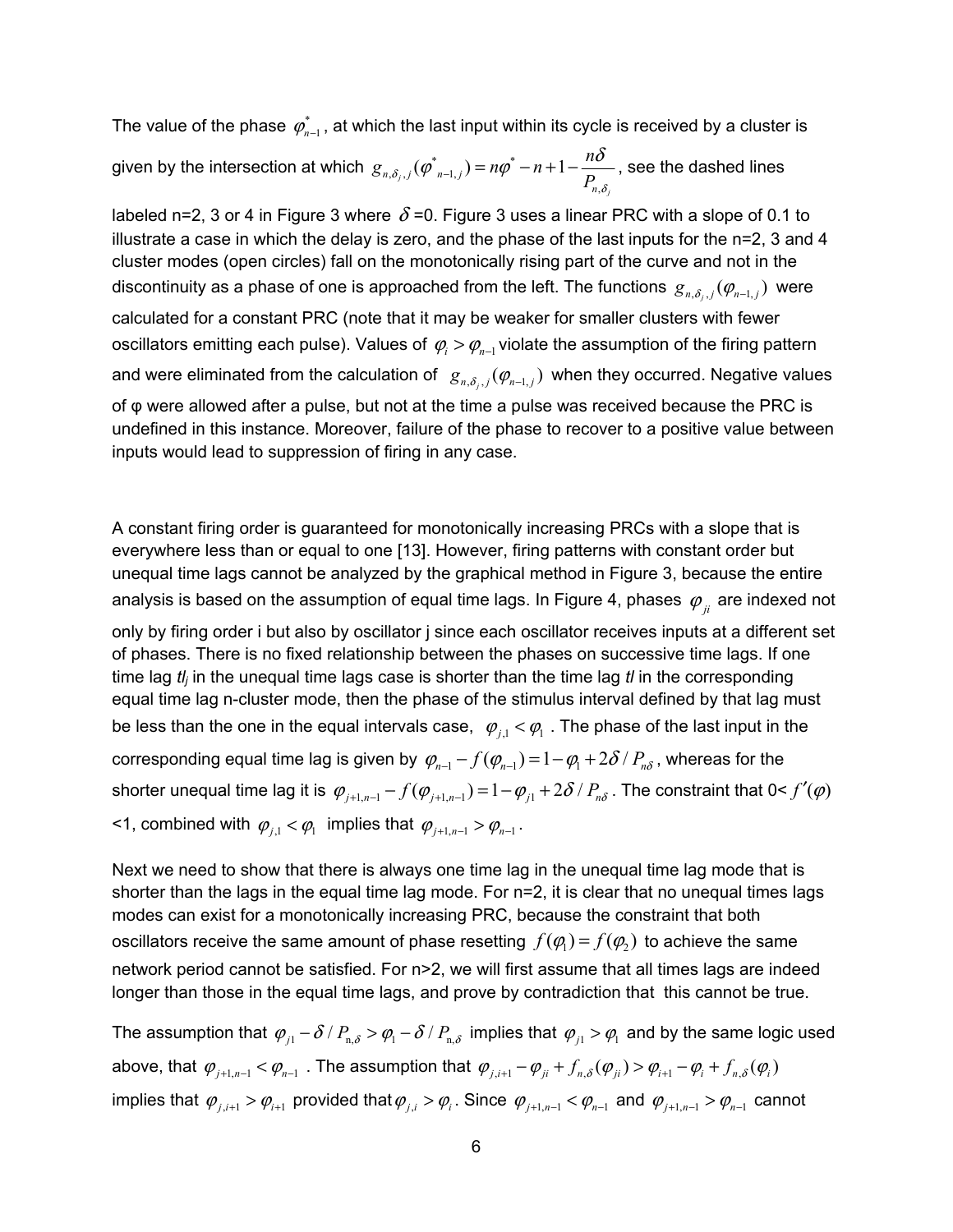The value of the phase $\varphi^*_{n-1}$, at which the last input within its cycle is received by a cluster is given by the intersection at which $g_{n,\delta_j,j}(\varphi^*_{n-1,j}) = n\varphi^* - n + 1 - \frac{n\delta}{P_{n,\delta_j}}$, see the dashed lines labeled n=2, 3 or 4 in Figure 3 where $\delta$ =0. Figure 3 uses a linear PRC with a slope of 0.1 to illustrate a case in which the delay is zero, and the phase of the last inputs for the n=2, 3 and 4 cluster modes (open circles) fall on the monotonically rising part of the curve and not in the discontinuity as a phase of one is approached from the left. The functions $g_{n,\delta_j,j}(\varphi_{n-1,j})$ were calculated for a constant PRC (note that it may be weaker for smaller clusters with fewer oscillators emitting each pulse). Values of $\varphi_i > \varphi_{n-1}$ violate the assumption of the firing pattern and were eliminated from the calculation of $g_{n,\delta_j,j}(\varphi_{n-1,j})$ when they occurred. Negative values of φ were allowed after a pulse, but not at the time a pulse was received because the PRC is undefined in this instance. Moreover, failure of the phase to recover to a positive value between inputs would lead to suppression of firing in any case.

A constant firing order is guaranteed for monotonically increasing PRCs with a slope that is everywhere less than or equal to one [13]. However, firing patterns with constant order but unequal time lags cannot be analyzed by the graphical method in Figure 3, because the entire analysis is based on the assumption of equal time lags. In Figure 4, phases $\varphi_{ji}$ are indexed not only by firing order i but also by oscillator j since each oscillator receives inputs at a different set of phases. There is no fixed relationship between the phases on successive time lags. If one time lag *tl*$_j$ in the unequal time lags case is shorter than the time lag *tl* in the corresponding equal time lag n-cluster mode, then the phase of the stimulus interval defined by that lag must be less than the one in the equal intervals case, $\varphi_{j,1} < \varphi_1$. The phase of the last input in the corresponding equal time lag is given by $\varphi_{n-1} - f(\varphi_{n-1}) = 1 - \varphi_1 + 2\delta / P_{n\delta}$, whereas for the shorter unequal time lag it is $\varphi_{j+1,n-1} - f(\varphi_{j+1,n-1}) = 1 - \varphi_{j1} + 2\delta / P_{n\delta}$. The constraint that 0< $f'(\varphi)$ <1, combined with $\varphi_{j,1} < \varphi_1$ implies that $\varphi_{j+1,n-1} > \varphi_{n-1}$.

Next we need to show that there is always one time lag in the unequal time lag mode that is shorter than the lags in the equal time lag mode. For n=2, it is clear that no unequal times lags modes can exist for a monotonically increasing PRC, because the constraint that both oscillators receive the same amount of phase resetting $f(\varphi_1) = f(\varphi_2)$ to achieve the same network period cannot be satisfied. For n>2, we will first assume that all times lags are indeed longer than those in the equal time lags, and prove by contradiction that this cannot be true.

The assumption that $\varphi_{j1} - \delta / P_{n,\delta} > \varphi_1 - \delta / P_{n,\delta}$ implies that $\varphi_{j1} > \varphi_1$ and by the same logic used above, that $\varphi_{j+1,n-1} < \varphi_{n-1}$. The assumption that $\varphi_{j,i+1} - \varphi_{ji} + f_{n,\delta}(\varphi_{ji}) > \varphi_{i+1} - \varphi_i + f_{n,\delta}(\varphi_i)$ implies that $\varphi_{j,i+1} > \varphi_{i+1}$ provided that $\varphi_{j,i} > \varphi_i$. Since $\varphi_{j+1,n-1} < \varphi_{n-1}$ and $\varphi_{j+1,n-1} > \varphi_{n-1}$ cannot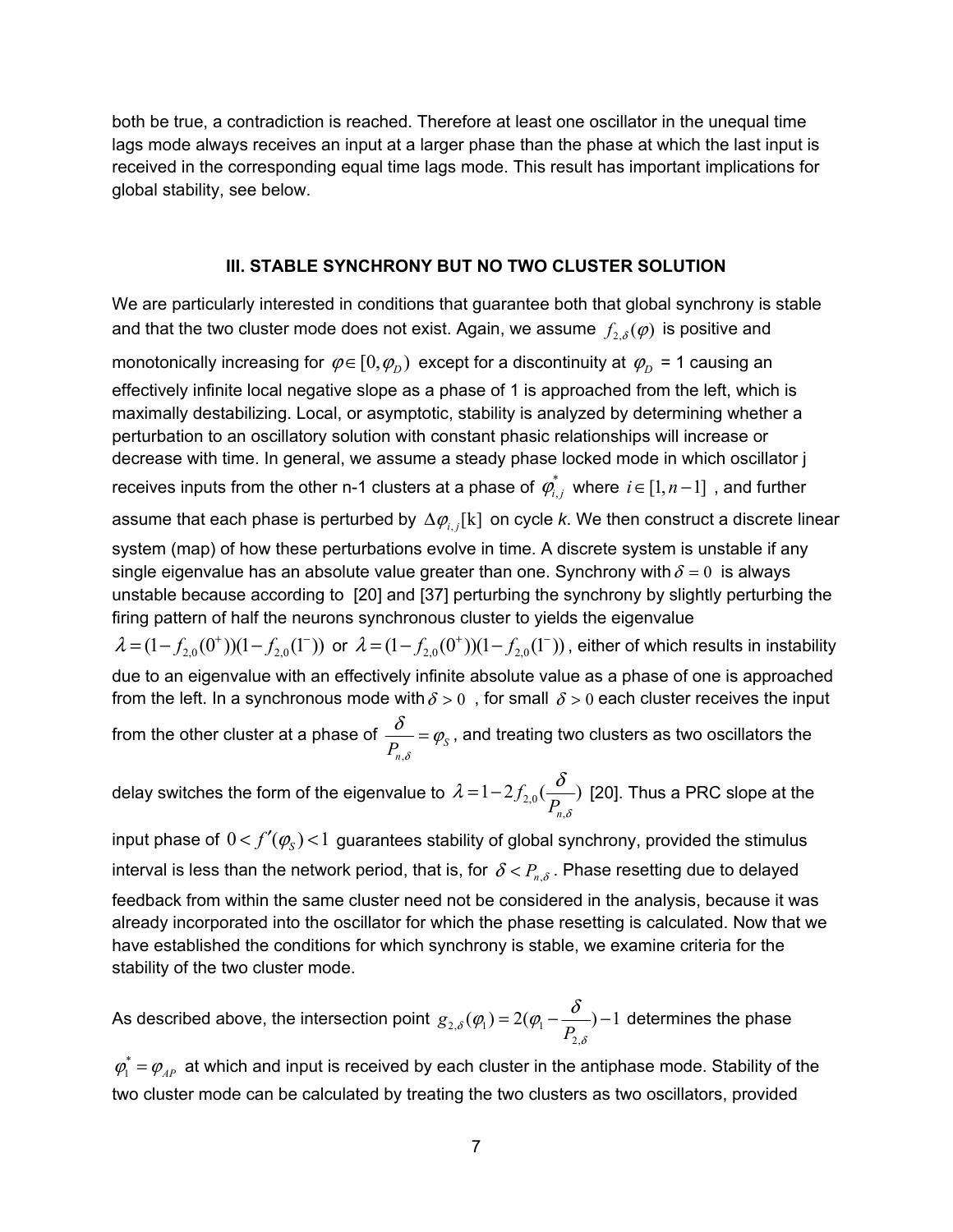both be true, a contradiction is reached. Therefore at least one oscillator in the unequal time lags mode always receives an input at a larger phase than the phase at which the last input is received in the corresponding equal time lags mode. This result has important implications for global stability, see below.

## III. STABLE SYNCHRONY BUT NO TWO CLUSTER SOLUTION

We are particularly interested in conditions that guarantee both that global synchrony is stable and that the two cluster mode does not exist. Again, we assume $f_{2,\delta}(\varphi)$ is positive and monotonically increasing for $\varphi \in [0, \varphi_D)$ except for a discontinuity at $\varphi_D$ = 1 causing an effectively infinite local negative slope as a phase of 1 is approached from the left, which is maximally destabilizing. Local, or asymptotic, stability is analyzed by determining whether a perturbation to an oscillatory solution with constant phasic relationships will increase or decrease with time. In general, we assume a steady phase locked mode in which oscillator j receives inputs from the other n-1 clusters at a phase of $\varphi^*_{i,j}$ where $i \in [1, n-1]$, and further assume that each phase is perturbed by $\Delta\varphi_{i,j}[\mathrm{k}]$ on cycle *k*. We then construct a discrete linear system (map) of how these perturbations evolve in time. A discrete system is unstable if any single eigenvalue has an absolute value greater than one. Synchrony with $\delta = 0$ is always unstable because according to [20] and [37] perturbing the synchrony by slightly perturbing the firing pattern of half the neurons synchronous cluster to yields the eigenvalue $\lambda = (1 - f_{2,0}(0^+))(1 - f_{2,0}(1^-))$ or $\lambda = (1 - f_{2,0}(0^+))(1 - f_{2,0}(1^-))$, either of which results in instability due to an eigenvalue with an effectively infinite absolute value as a phase of one is approached from the left. In a synchronous mode with $\delta > 0$, for small $\delta > 0$ each cluster receives the input from the other cluster at a phase of $\frac{\delta}{P_{n,\delta}} = \varphi_S$, and treating two clusters as two oscillators the delay switches the form of the eigenvalue to $\lambda = 1 - 2f_{2,0}(\frac{\delta}{P_{n,\delta}})$ [20]. Thus a PRC slope at the input phase of $0 < f'(\varphi_S) < 1$ guarantees stability of global synchrony, provided the stimulus interval is less than the network period, that is, for $\delta < P_{n,\delta}$. Phase resetting due to delayed feedback from within the same cluster need not be considered in the analysis, because it was already incorporated into the oscillator for which the phase resetting is calculated. Now that we have established the conditions for which synchrony is stable, we examine criteria for the stability of the two cluster mode.

As described above, the intersection point $g_{2,\delta}(\varphi_1) = 2(\varphi_1 - \frac{\delta}{P_{2,\delta}}) - 1$ determines the phase $\varphi^*_1 = \varphi_{AP}$ at which and input is received by each cluster in the antiphase mode. Stability of the two cluster mode can be calculated by treating the two clusters as two oscillators, provided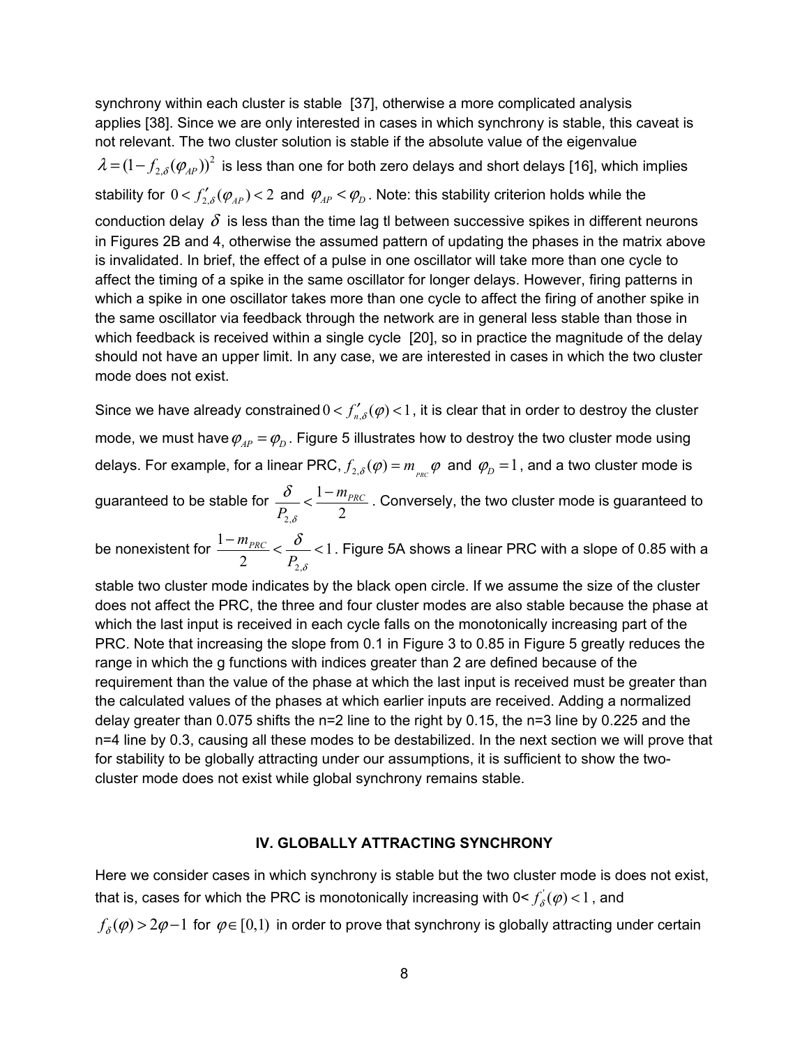synchrony within each cluster is stable [37], otherwise a more complicated analysis applies [38]. Since we are only interested in cases in which synchrony is stable, this caveat is not relevant. The two cluster solution is stable if the absolute value of the eigenvalue $\lambda = (1 - f_{2,\delta}(\varphi_{AP}))^2$ is less than one for both zero delays and short delays [16], which implies stability for $0 < f'_{2,\delta}(\varphi_{AP}) < 2$ and $\varphi_{AP} < \varphi_D$. Note: this stability criterion holds while the conduction delay $\delta$ is less than the time lag tl between successive spikes in different neurons in Figures 2B and 4, otherwise the assumed pattern of updating the phases in the matrix above is invalidated. In brief, the effect of a pulse in one oscillator will take more than one cycle to affect the timing of a spike in the same oscillator for longer delays. However, firing patterns in which a spike in one oscillator takes more than one cycle to affect the firing of another spike in the same oscillator via feedback through the network are in general less stable than those in which feedback is received within a single cycle [20], so in practice the magnitude of the delay should not have an upper limit. In any case, we are interested in cases in which the two cluster mode does not exist.

Since we have already constrained $0 < f'_{n,\delta}(\varphi) < 1$, it is clear that in order to destroy the cluster mode, we must have $\varphi_{AP} = \varphi_D$. Figure 5 illustrates how to destroy the two cluster mode using delays. For example, for a linear PRC, $f_{2,\delta}(\varphi) = m_{PRC}\varphi$ and $\varphi_D = 1$, and a two cluster mode is guaranteed to be stable for $\dfrac{\delta}{P_{2,\delta}} < \dfrac{1 - m_{PRC}}{2}$. Conversely, the two cluster mode is guaranteed to be nonexistent for $\dfrac{1 - m_{PRC}}{2} < \dfrac{\delta}{P_{2,\delta}} < 1$. Figure 5A shows a linear PRC with a slope of 0.85 with a stable two cluster mode indicates by the black open circle. If we assume the size of the cluster does not affect the PRC, the three and four cluster modes are also stable because the phase at which the last input is received in each cycle falls on the monotonically increasing part of the PRC. Note that increasing the slope from 0.1 in Figure 3 to 0.85 in Figure 5 greatly reduces the range in which the g functions with indices greater than 2 are defined because of the requirement than the value of the phase at which the last input is received must be greater than the calculated values of the phases at which earlier inputs are received. Adding a normalized delay greater than 0.075 shifts the n=2 line to the right by 0.15, the n=3 line by 0.225 and the n=4 line by 0.3, causing all these modes to be destabilized. In the next section we will prove that for stability to be globally attracting under our assumptions, it is sufficient to show the two-cluster mode does not exist while global synchrony remains stable.

## IV. GLOBALLY ATTRACTING SYNCHRONY

Here we consider cases in which synchrony is stable but the two cluster mode is does not exist, that is, cases for which the PRC is monotonically increasing with $0 < f'_{\delta}(\varphi) < 1$, and $f_{\delta}(\varphi) > 2\varphi - 1$ for $\varphi \in [0,1)$ in order to prove that synchrony is globally attracting under certain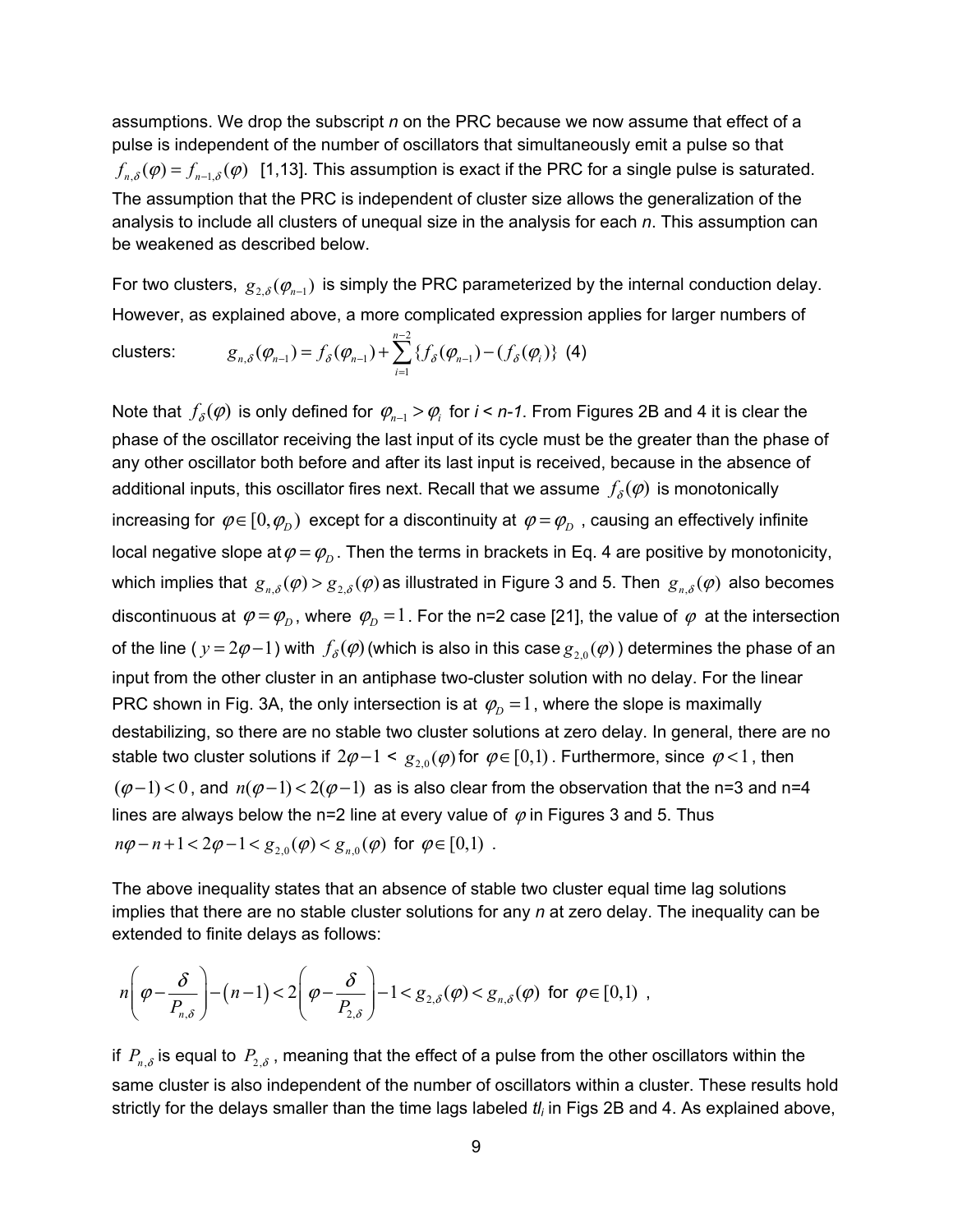assumptions. We drop the subscript *n* on the PRC because we now assume that effect of a pulse is independent of the number of oscillators that simultaneously emit a pulse so that $f_{n,\delta}(\varphi) = f_{n-1,\delta}(\varphi)$ [1,13]. This assumption is exact if the PRC for a single pulse is saturated. The assumption that the PRC is independent of cluster size allows the generalization of the analysis to include all clusters of unequal size in the analysis for each *n*. This assumption can be weakened as described below.

For two clusters, $g_{2,\delta}(\varphi_{n-1})$ is simply the PRC parameterized by the internal conduction delay. However, as explained above, a more complicated expression applies for larger numbers of clusters: $g_{n,\delta}(\varphi_{n-1}) = f_{\delta}(\varphi_{n-1}) + \sum_{i=1}^{n-2}\{f_{\delta}(\varphi_{n-1}) - (f_{\delta}(\varphi_i)\}$ (4)

Note that $f_{\delta}(\varphi)$ is only defined for $\varphi_{n-1} > \varphi_i$ for *i < n-1*. From Figures 2B and 4 it is clear the phase of the oscillator receiving the last input of its cycle must be the greater than the phase of any other oscillator both before and after its last input is received, because in the absence of additional inputs, this oscillator fires next. Recall that we assume $f_{\delta}(\varphi)$ is monotonically increasing for $\varphi \in [0, \varphi_D)$ except for a discontinuity at $\varphi = \varphi_D$, causing an effectively infinite local negative slope at $\varphi = \varphi_D$. Then the terms in brackets in Eq. 4 are positive by monotonicity, which implies that $g_{n,\delta}(\varphi) > g_{2,\delta}(\varphi)$ as illustrated in Figure 3 and 5. Then $g_{n,\delta}(\varphi)$ also becomes discontinuous at $\varphi = \varphi_D$, where $\varphi_D = 1$. For the n=2 case [21], the value of $\varphi$ at the intersection of the line ($y = 2\varphi - 1$) with $f_{\delta}(\varphi)$ (which is also in this case $g_{2,0}(\varphi)$) determines the phase of an input from the other cluster in an antiphase two-cluster solution with no delay. For the linear PRC shown in Fig. 3A, the only intersection is at $\varphi_D = 1$, where the slope is maximally destabilizing, so there are no stable two cluster solutions at zero delay. In general, there are no stable two cluster solutions if $2\varphi - 1 < g_{2,0}(\varphi)$ for $\varphi \in [0,1)$. Furthermore, since $\varphi < 1$, then $(\varphi - 1) < 0$, and $n(\varphi - 1) < 2(\varphi - 1)$ as is also clear from the observation that the n=3 and n=4 lines are always below the n=2 line at every value of $\varphi$ in Figures 3 and 5. Thus $n\varphi - n + 1 < 2\varphi - 1 < g_{2,0}(\varphi) < g_{n,0}(\varphi)$ for $\varphi \in [0,1)$.

The above inequality states that an absence of stable two cluster equal time lag solutions implies that there are no stable cluster solutions for any *n* at zero delay. The inequality can be extended to finite delays as follows:

$$n\left(\varphi - \frac{\delta}{P_{n,\delta}}\right) - (n-1) < 2\left(\varphi - \frac{\delta}{P_{2,\delta}}\right) - 1 < g_{2,\delta}(\varphi) < g_{n,\delta}(\varphi) \text{ for } \varphi \in [0,1) \ ,$$

if $P_{n,\delta}$ is equal to $P_{2,\delta}$, meaning that the effect of a pulse from the other oscillators within the same cluster is also independent of the number of oscillators within a cluster. These results hold strictly for the delays smaller than the time lags labeled $tl_i$ in Figs 2B and 4. As explained above,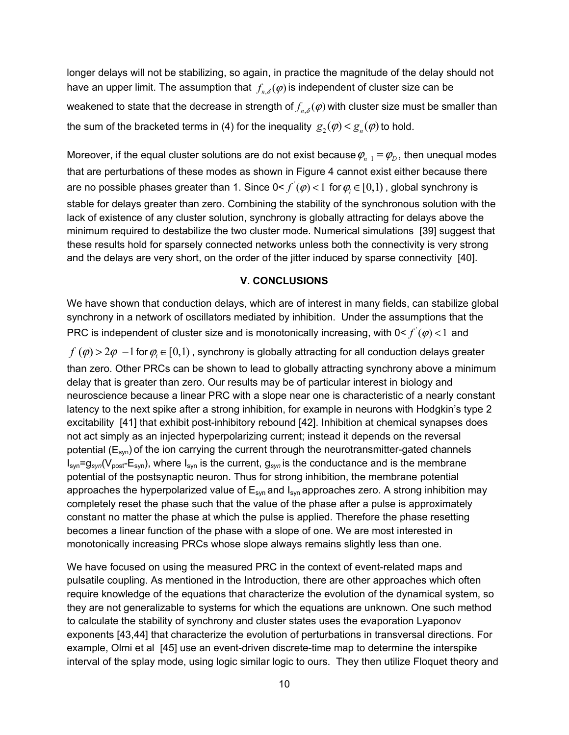longer delays will not be stabilizing, so again, in practice the magnitude of the delay should not have an upper limit. The assumption that $f_{n,\delta}(\varphi)$ is independent of cluster size can be weakened to state that the decrease in strength of $f_{n,\delta}(\varphi)$ with cluster size must be smaller than the sum of the bracketed terms in (4) for the inequality $g_2(\varphi) < g_n(\varphi)$ to hold.

Moreover, if the equal cluster solutions are do not exist because $\varphi_{n-1} = \varphi_D$, then unequal modes that are perturbations of these modes as shown in Figure 4 cannot exist either because there are no possible phases greater than 1. Since 0< $f^{'}(\varphi) < 1$ for $\varphi_i \in [0,1)$, global synchrony is stable for delays greater than zero. Combining the stability of the synchronous solution with the lack of existence of any cluster solution, synchrony is globally attracting for delays above the minimum required to destabilize the two cluster mode. Numerical simulations [39] suggest that these results hold for sparsely connected networks unless both the connectivity is very strong and the delays are very short, on the order of the jitter induced by sparse connectivity [40].

## V. CONCLUSIONS

We have shown that conduction delays, which are of interest in many fields, can stabilize global synchrony in a network of oscillators mediated by inhibition. Under the assumptions that the PRC is independent of cluster size and is monotonically increasing, with 0< $f^{'}(\varphi) < 1$ and $f(\varphi) > 2\varphi - 1$ for $\varphi_i \in [0,1)$, synchrony is globally attracting for all conduction delays greater than zero. Other PRCs can be shown to lead to globally attracting synchrony above a minimum delay that is greater than zero. Our results may be of particular interest in biology and neuroscience because a linear PRC with a slope near one is characteristic of a nearly constant latency to the next spike after a strong inhibition, for example in neurons with Hodgkin's type 2 excitability [41] that exhibit post-inhibitory rebound [42]. Inhibition at chemical synapses does not act simply as an injected hyperpolarizing current; instead it depends on the reversal potential ($E_{syn}$) of the ion carrying the current through the neurotransmitter-gated channels $I_{syn}=g_{syn}(V_{post}-E_{syn})$, where $I_{syn}$ is the current, $g_{syn}$ is the conductance and is the membrane potential of the postsynaptic neuron. Thus for strong inhibition, the membrane potential approaches the hyperpolarized value of $E_{syn}$ and $I_{syn}$ approaches zero. A strong inhibition may completely reset the phase such that the value of the phase after a pulse is approximately constant no matter the phase at which the pulse is applied. Therefore the phase resetting becomes a linear function of the phase with a slope of one. We are most interested in monotonically increasing PRCs whose slope always remains slightly less than one.

We have focused on using the measured PRC in the context of event-related maps and pulsatile coupling. As mentioned in the Introduction, there are other approaches which often require knowledge of the equations that characterize the evolution of the dynamical system, so they are not generalizable to systems for which the equations are unknown. One such method to calculate the stability of synchrony and cluster states uses the evaporation Lyaponov exponents [43,44] that characterize the evolution of perturbations in transversal directions. For example, Olmi et al [45] use an event-driven discrete-time map to determine the interspike interval of the splay mode, using logic similar logic to ours. They then utilize Floquet theory and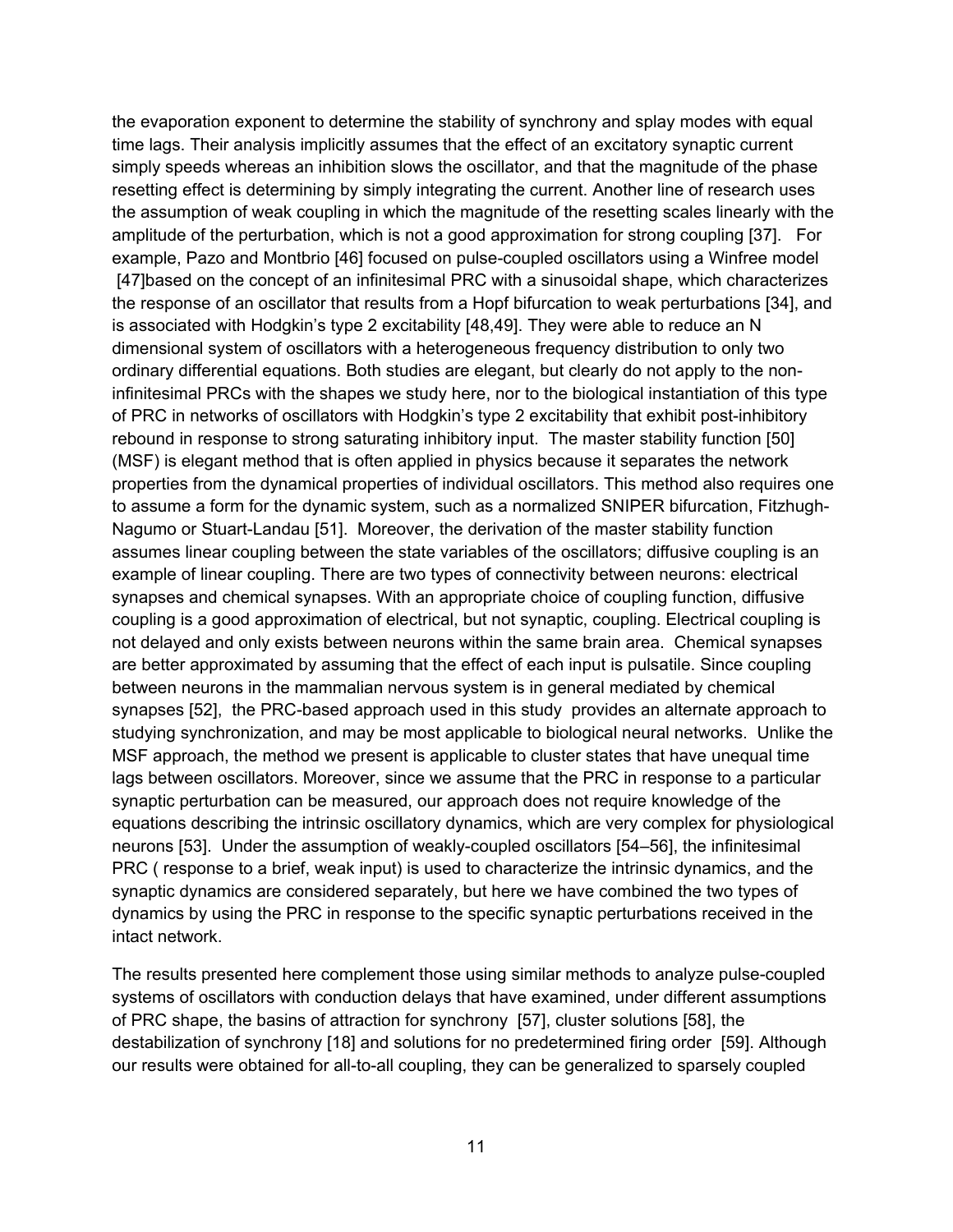the evaporation exponent to determine the stability of synchrony and splay modes with equal time lags. Their analysis implicitly assumes that the effect of an excitatory synaptic current simply speeds whereas an inhibition slows the oscillator, and that the magnitude of the phase resetting effect is determining by simply integrating the current. Another line of research uses the assumption of weak coupling in which the magnitude of the resetting scales linearly with the amplitude of the perturbation, which is not a good approximation for strong coupling [37]. For example, Pazo and Montbrio [46] focused on pulse-coupled oscillators using a Winfree model [47]based on the concept of an infinitesimal PRC with a sinusoidal shape, which characterizes the response of an oscillator that results from a Hopf bifurcation to weak perturbations [34], and is associated with Hodgkin's type 2 excitability [48,49]. They were able to reduce an N dimensional system of oscillators with a heterogeneous frequency distribution to only two ordinary differential equations. Both studies are elegant, but clearly do not apply to the non-infinitesimal PRCs with the shapes we study here, nor to the biological instantiation of this type of PRC in networks of oscillators with Hodgkin's type 2 excitability that exhibit post-inhibitory rebound in response to strong saturating inhibitory input. The master stability function [50] (MSF) is elegant method that is often applied in physics because it separates the network properties from the dynamical properties of individual oscillators. This method also requires one to assume a form for the dynamic system, such as a normalized SNIPER bifurcation, Fitzhugh-Nagumo or Stuart-Landau [51]. Moreover, the derivation of the master stability function assumes linear coupling between the state variables of the oscillators; diffusive coupling is an example of linear coupling. There are two types of connectivity between neurons: electrical synapses and chemical synapses. With an appropriate choice of coupling function, diffusive coupling is a good approximation of electrical, but not synaptic, coupling. Electrical coupling is not delayed and only exists between neurons within the same brain area. Chemical synapses are better approximated by assuming that the effect of each input is pulsatile. Since coupling between neurons in the mammalian nervous system is in general mediated by chemical synapses [52], the PRC-based approach used in this study provides an alternate approach to studying synchronization, and may be most applicable to biological neural networks. Unlike the MSF approach, the method we present is applicable to cluster states that have unequal time lags between oscillators. Moreover, since we assume that the PRC in response to a particular synaptic perturbation can be measured, our approach does not require knowledge of the equations describing the intrinsic oscillatory dynamics, which are very complex for physiological neurons [53]. Under the assumption of weakly-coupled oscillators [54–56], the infinitesimal PRC ( response to a brief, weak input) is used to characterize the intrinsic dynamics, and the synaptic dynamics are considered separately, but here we have combined the two types of dynamics by using the PRC in response to the specific synaptic perturbations received in the intact network.

The results presented here complement those using similar methods to analyze pulse-coupled systems of oscillators with conduction delays that have examined, under different assumptions of PRC shape, the basins of attraction for synchrony [57], cluster solutions [58], the destabilization of synchrony [18] and solutions for no predetermined firing order [59]. Although our results were obtained for all-to-all coupling, they can be generalized to sparsely coupled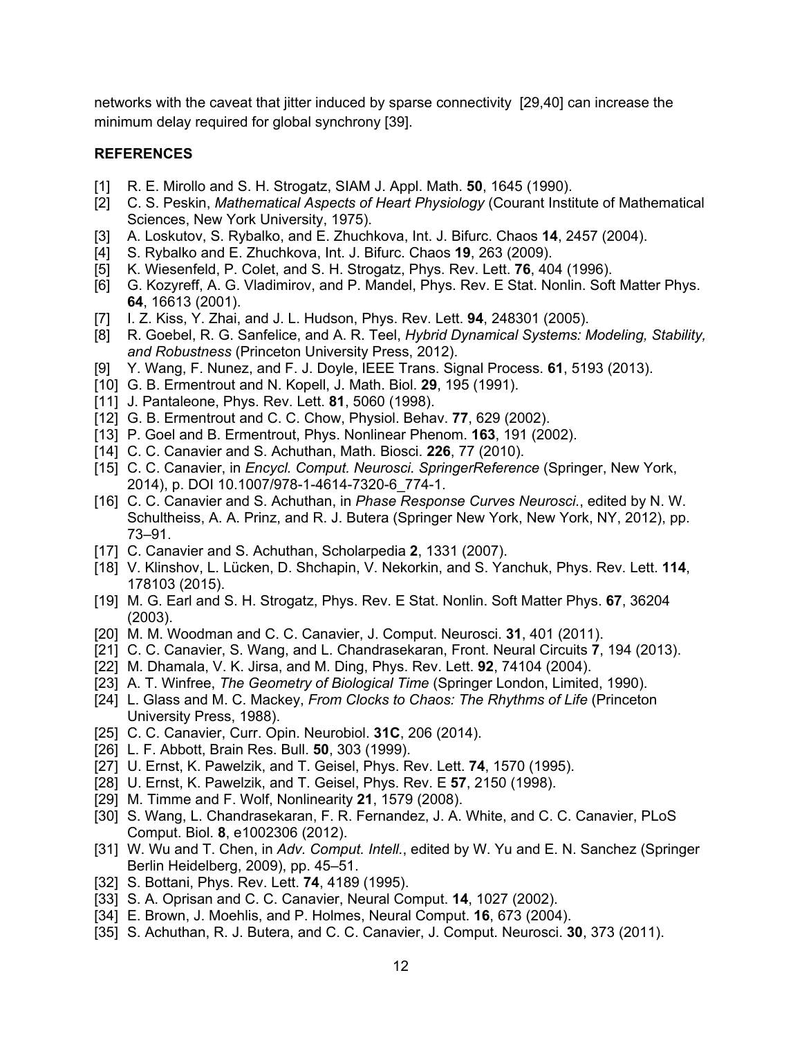networks with the caveat that jitter induced by sparse connectivity [29,40] can increase the minimum delay required for global synchrony [39].

## REFERENCES

[1] R. E. Mirollo and S. H. Strogatz, SIAM J. Appl. Math. **50**, 1645 (1990).
[2] C. S. Peskin, *Mathematical Aspects of Heart Physiology* (Courant Institute of Mathematical Sciences, New York University, 1975).
[3] A. Loskutov, S. Rybalko, and E. Zhuchkova, Int. J. Bifurc. Chaos **14**, 2457 (2004).
[4] S. Rybalko and E. Zhuchkova, Int. J. Bifurc. Chaos **19**, 263 (2009).
[5] K. Wiesenfeld, P. Colet, and S. H. Strogatz, Phys. Rev. Lett. **76**, 404 (1996).
[6] G. Kozyreff, A. G. Vladimirov, and P. Mandel, Phys. Rev. E Stat. Nonlin. Soft Matter Phys. **64**, 16613 (2001).
[7] I. Z. Kiss, Y. Zhai, and J. L. Hudson, Phys. Rev. Lett. **94**, 248301 (2005).
[8] R. Goebel, R. G. Sanfelice, and A. R. Teel, *Hybrid Dynamical Systems: Modeling, Stability, and Robustness* (Princeton University Press, 2012).
[9] Y. Wang, F. Nunez, and F. J. Doyle, IEEE Trans. Signal Process. **61**, 5193 (2013).
[10] G. B. Ermentrout and N. Kopell, J. Math. Biol. **29**, 195 (1991).
[11] J. Pantaleone, Phys. Rev. Lett. **81**, 5060 (1998).
[12] G. B. Ermentrout and C. C. Chow, Physiol. Behav. **77**, 629 (2002).
[13] P. Goel and B. Ermentrout, Phys. Nonlinear Phenom. **163**, 191 (2002).
[14] C. C. Canavier and S. Achuthan, Math. Biosci. **226**, 77 (2010).
[15] C. C. Canavier, in *Encycl. Comput. Neurosci. SpringerReference* (Springer, New York, 2014), p. DOI 10.1007/978-1-4614-7320-6_774-1.
[16] C. C. Canavier and S. Achuthan, in *Phase Response Curves Neurosci.*, edited by N. W. Schultheiss, A. A. Prinz, and R. J. Butera (Springer New York, New York, NY, 2012), pp. 73–91.
[17] C. Canavier and S. Achuthan, Scholarpedia **2**, 1331 (2007).
[18] V. Klinshov, L. Lücken, D. Shchapin, V. Nekorkin, and S. Yanchuk, Phys. Rev. Lett. **114**, 178103 (2015).
[19] M. G. Earl and S. H. Strogatz, Phys. Rev. E Stat. Nonlin. Soft Matter Phys. **67**, 36204 (2003).
[20] M. M. Woodman and C. C. Canavier, J. Comput. Neurosci. **31**, 401 (2011).
[21] C. C. Canavier, S. Wang, and L. Chandrasekaran, Front. Neural Circuits **7**, 194 (2013).
[22] M. Dhamala, V. K. Jirsa, and M. Ding, Phys. Rev. Lett. **92**, 74104 (2004).
[23] A. T. Winfree, *The Geometry of Biological Time* (Springer London, Limited, 1990).
[24] L. Glass and M. C. Mackey, *From Clocks to Chaos: The Rhythms of Life* (Princeton University Press, 1988).
[25] C. C. Canavier, Curr. Opin. Neurobiol. **31C**, 206 (2014).
[26] L. F. Abbott, Brain Res. Bull. **50**, 303 (1999).
[27] U. Ernst, K. Pawelzik, and T. Geisel, Phys. Rev. Lett. **74**, 1570 (1995).
[28] U. Ernst, K. Pawelzik, and T. Geisel, Phys. Rev. E **57**, 2150 (1998).
[29] M. Timme and F. Wolf, Nonlinearity **21**, 1579 (2008).
[30] S. Wang, L. Chandrasekaran, F. R. Fernandez, J. A. White, and C. C. Canavier, PLoS Comput. Biol. **8**, e1002306 (2012).
[31] W. Wu and T. Chen, in *Adv. Comput. Intell.*, edited by W. Yu and E. N. Sanchez (Springer Berlin Heidelberg, 2009), pp. 45–51.
[32] S. Bottani, Phys. Rev. Lett. **74**, 4189 (1995).
[33] S. A. Oprisan and C. C. Canavier, Neural Comput. **14**, 1027 (2002).
[34] E. Brown, J. Moehlis, and P. Holmes, Neural Comput. **16**, 673 (2004).
[35] S. Achuthan, R. J. Butera, and C. C. Canavier, J. Comput. Neurosci. **30**, 373 (2011).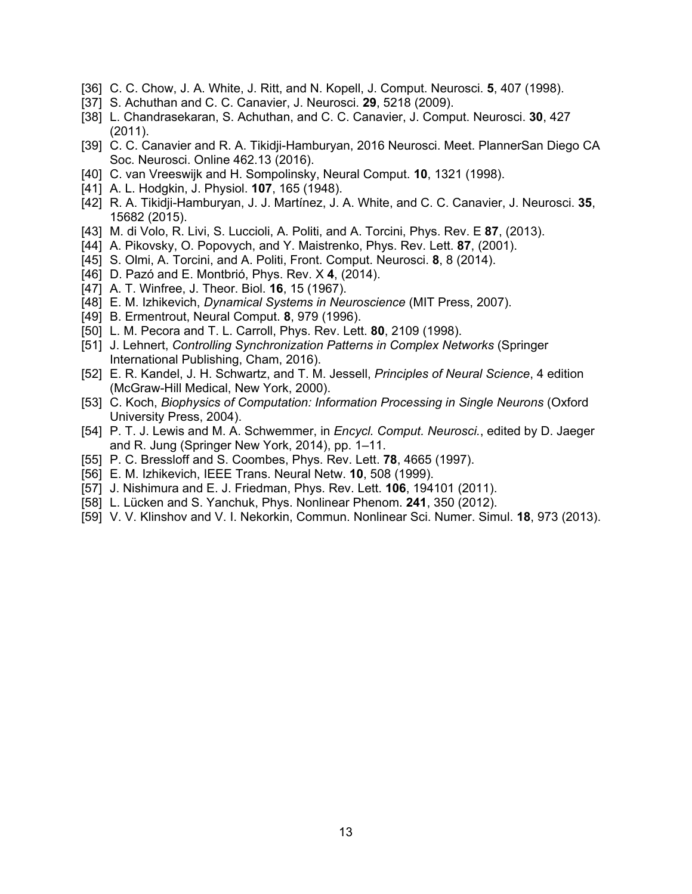[36] C. C. Chow, J. A. White, J. Ritt, and N. Kopell, J. Comput. Neurosci. **5**, 407 (1998).

[37] S. Achuthan and C. C. Canavier, J. Neurosci. **29**, 5218 (2009).

[38] L. Chandrasekaran, S. Achuthan, and C. C. Canavier, J. Comput. Neurosci. **30**, 427 (2011).

[39] C. C. Canavier and R. A. Tikidji-Hamburyan, 2016 Neurosci. Meet. PlannerSan Diego CA Soc. Neurosci. Online 462.13 (2016).

[40] C. van Vreeswijk and H. Sompolinsky, Neural Comput. **10**, 1321 (1998).

[41] A. L. Hodgkin, J. Physiol. **107**, 165 (1948).

[42] R. A. Tikidji-Hamburyan, J. J. Martínez, J. A. White, and C. C. Canavier, J. Neurosci. **35**, 15682 (2015).

[43] M. di Volo, R. Livi, S. Luccioli, A. Politi, and A. Torcini, Phys. Rev. E **87**, (2013).

[44] A. Pikovsky, O. Popovych, and Y. Maistrenko, Phys. Rev. Lett. **87**, (2001).

[45] S. Olmi, A. Torcini, and A. Politi, Front. Comput. Neurosci. **8**, 8 (2014).

[46] D. Pazó and E. Montbrió, Phys. Rev. X **4**, (2014).

[47] A. T. Winfree, J. Theor. Biol. **16**, 15 (1967).

[48] E. M. Izhikevich, *Dynamical Systems in Neuroscience* (MIT Press, 2007).

[49] B. Ermentrout, Neural Comput. **8**, 979 (1996).

[50] L. M. Pecora and T. L. Carroll, Phys. Rev. Lett. **80**, 2109 (1998).

[51] J. Lehnert, *Controlling Synchronization Patterns in Complex Networks* (Springer International Publishing, Cham, 2016).

[52] E. R. Kandel, J. H. Schwartz, and T. M. Jessell, *Principles of Neural Science*, 4 edition (McGraw-Hill Medical, New York, 2000).

[53] C. Koch, *Biophysics of Computation: Information Processing in Single Neurons* (Oxford University Press, 2004).

[54] P. T. J. Lewis and M. A. Schwemmer, in *Encycl. Comput. Neurosci.*, edited by D. Jaeger and R. Jung (Springer New York, 2014), pp. 1–11.

[55] P. C. Bressloff and S. Coombes, Phys. Rev. Lett. **78**, 4665 (1997).

[56] E. M. Izhikevich, IEEE Trans. Neural Netw. **10**, 508 (1999).

[57] J. Nishimura and E. J. Friedman, Phys. Rev. Lett. **106**, 194101 (2011).

[58] L. Lücken and S. Yanchuk, Phys. Nonlinear Phenom. **241**, 350 (2012).

[59] V. V. Klinshov and V. I. Nekorkin, Commun. Nonlinear Sci. Numer. Simul. **18**, 973 (2013).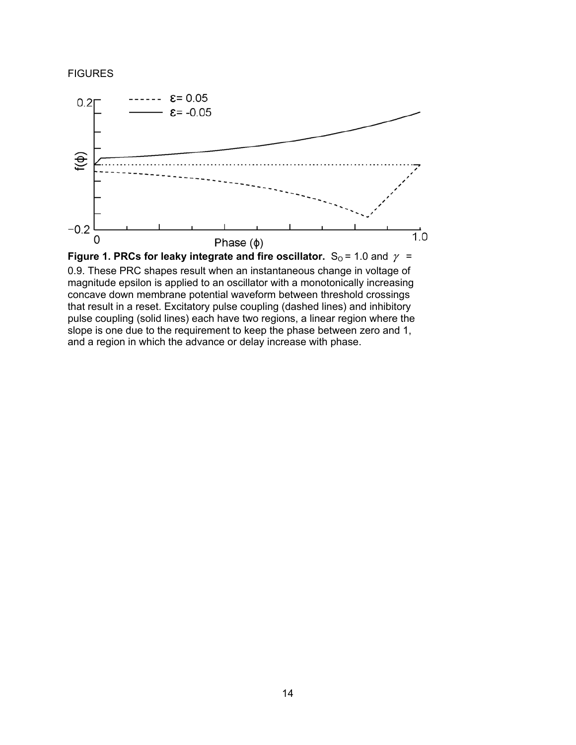FIGURES

**Figure 1. PRCs for leaky integrate and fire oscillator.** $S_O = 1.0$ and $\gamma = 0.9$. These PRC shapes result when an instantaneous change in voltage of magnitude epsilon is applied to an oscillator with a monotonically increasing concave down membrane potential waveform between threshold crossings that result in a reset. Excitatory pulse coupling (dashed lines) and inhibitory pulse coupling (solid lines) each have two regions, a linear region where the slope is one due to the requirement to keep the phase between zero and 1, and a region in which the advance or delay increase with phase.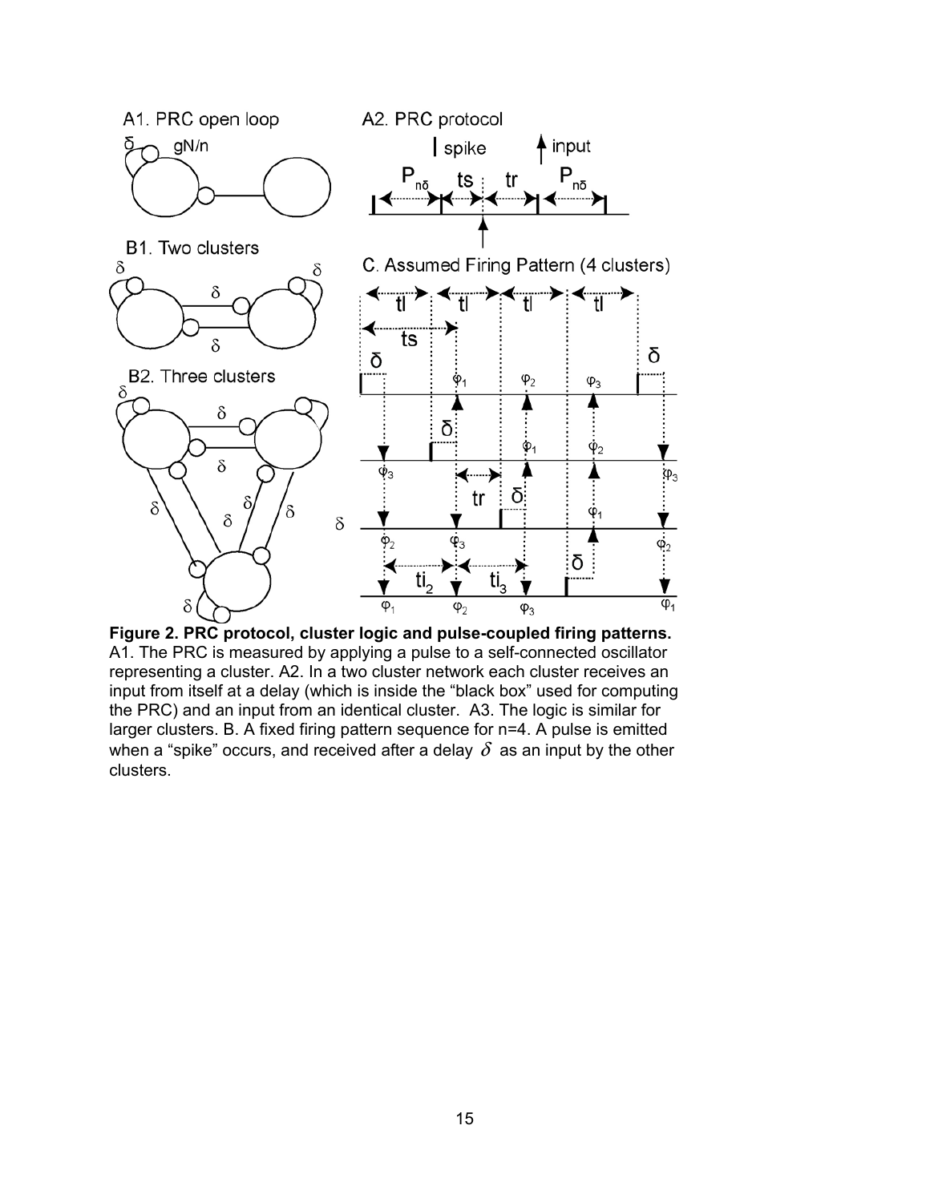**Figure 2. PRC protocol, cluster logic and pulse-coupled firing patterns.** A1. The PRC is measured by applying a pulse to a self-connected oscillator representing a cluster. A2. In a two cluster network each cluster receives an input from itself at a delay (which is inside the "black box" used for computing the PRC) and an input from an identical cluster. A3. The logic is similar for larger clusters. B. A fixed firing pattern sequence for n=4. A pulse is emitted when a "spike" occurs, and received after a delay $\delta$ as an input by the other clusters.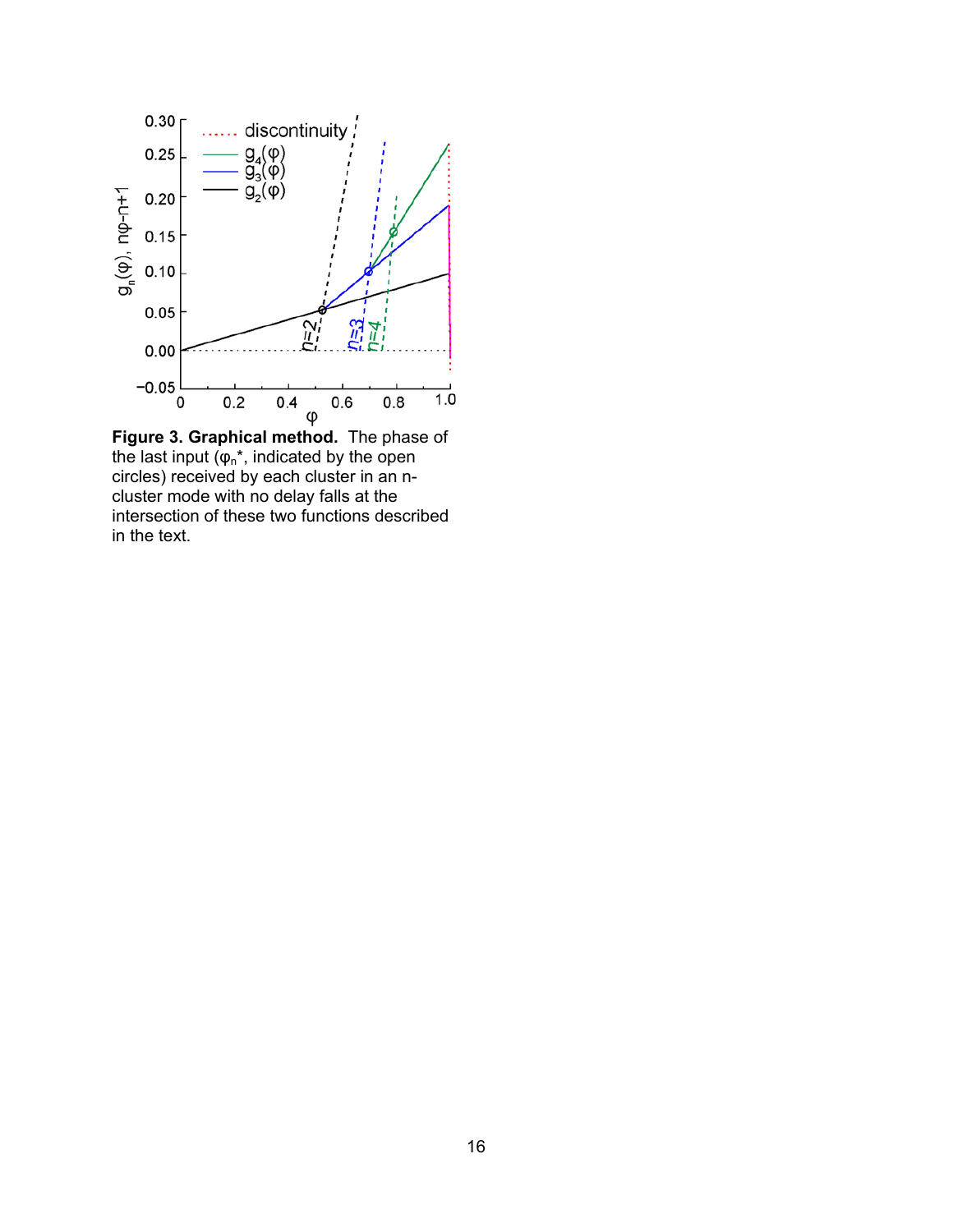**Figure 3. Graphical method.** The phase of the last input ($\varphi_n^*$, indicated by the open circles) received by each cluster in an n-cluster mode with no delay falls at the intersection of these two functions described in the text.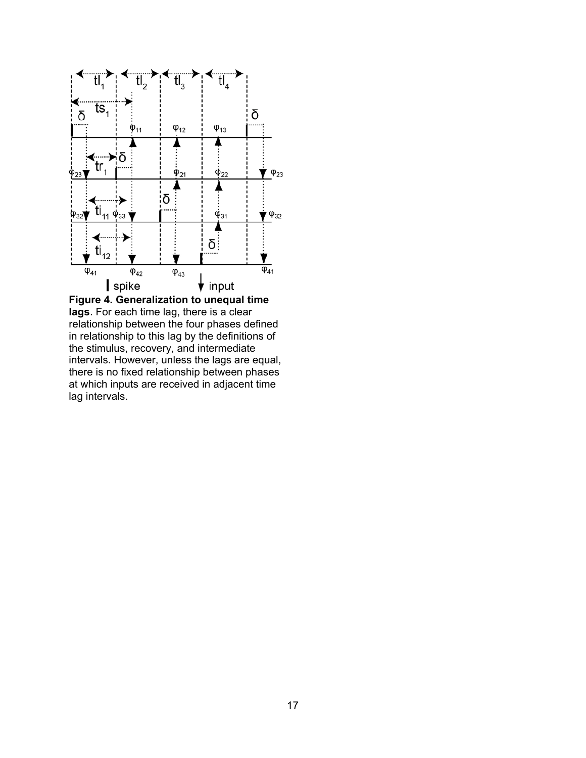**Figure 4. Generalization to unequal time lags**. For each time lag, there is a clear relationship between the four phases defined in relationship to this lag by the definitions of the stimulus, recovery, and intermediate intervals. However, unless the lags are equal, there is no fixed relationship between phases at which inputs are received in adjacent time lag intervals.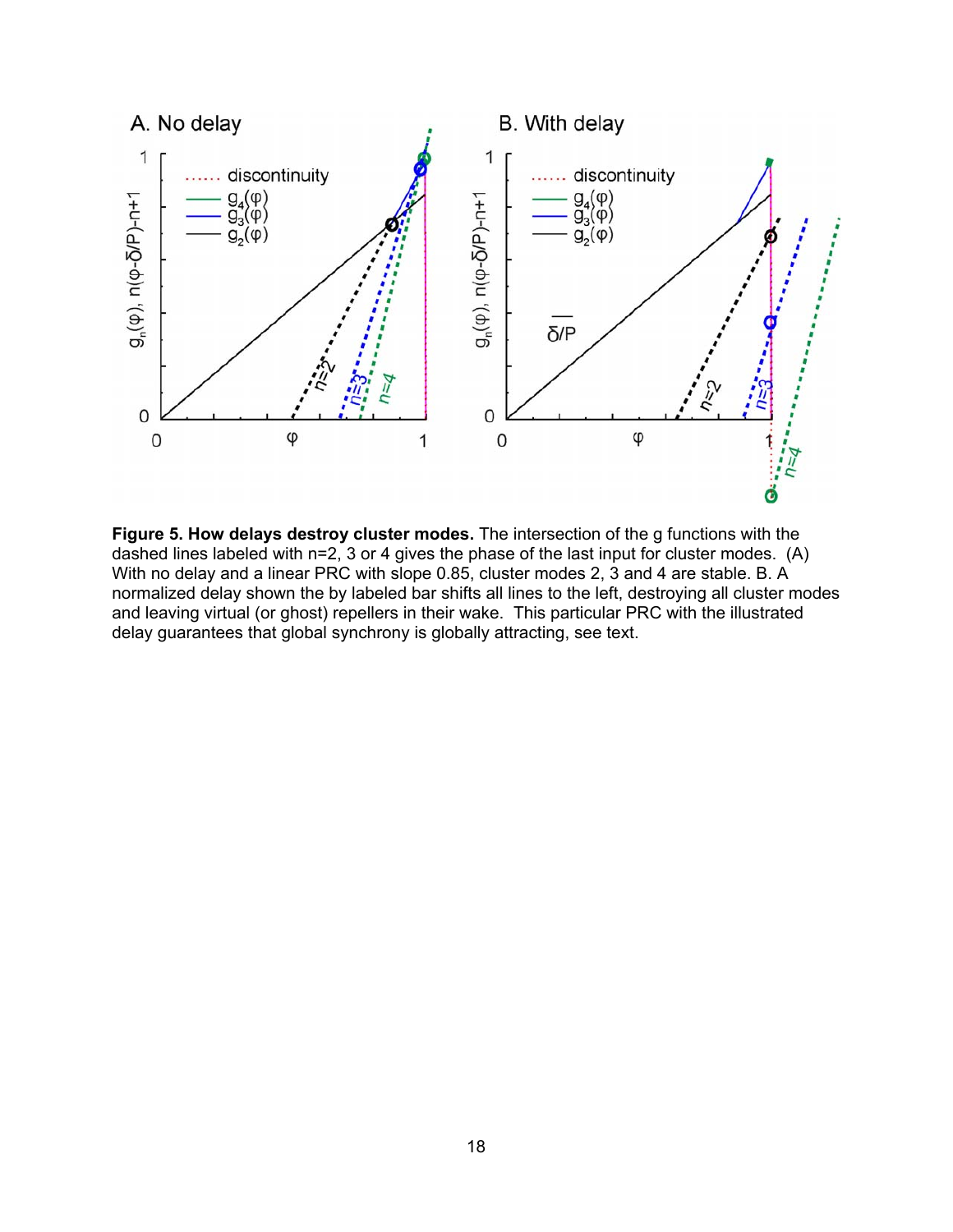A. No delay

1

0

0

φ

1

$g_n(\varphi)$, $n(\varphi-\delta/P)-n+1$

discontinuity

$g_4(\varphi)$

$g_3(\varphi)$

$g_2(\varphi)$

n=2

n=3

n=4

B. With delay

1

0

0

φ

1

$g_n(\varphi)$, $n(\varphi-\delta/P)-n+1$

discontinuity

$g_4(\varphi)$

$g_3(\varphi)$

$g_2(\varphi)$

$\overline{\delta/P}$

n=2

n=3

n=4

**Figure 5. How delays destroy cluster modes.** The intersection of the g functions with the dashed lines labeled with n=2, 3 or 4 gives the phase of the last input for cluster modes. (A) With no delay and a linear PRC with slope 0.85, cluster modes 2, 3 and 4 are stable. B. A normalized delay shown the by labeled bar shifts all lines to the left, destroying all cluster modes and leaving virtual (or ghost) repellers in their wake. This particular PRC with the illustrated delay guarantees that global synchrony is globally attracting, see text.